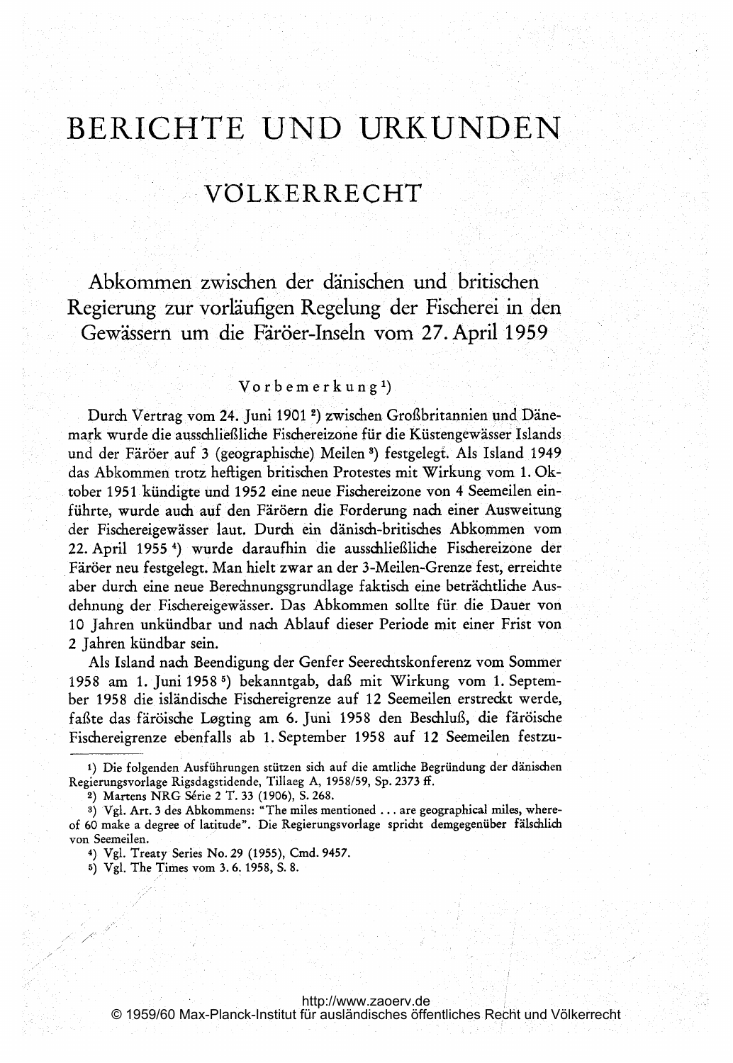# BERICHTE UND URKUNDEN

## VÖLKERRECHT

### Abkommen zwischen der dänischen und britischen Regierung zur vorläufigen Regelung der Fischerei in den Gewässern um die Färöer-Inseln vom 27. April 1959

Vorbemerkung[1])

Durch Vertrag vom 24. Juni 1901 [2]) zwischen Großbritannien und Dänemark wurde die ausschließliche Fischereizone für die Küstengewässer Islands und der Färöer auf 3 (geographische) Meilen [3]) festgelegt. Als Island 1949 das Abkommen trotz heftigen britischen Protestes mit Wirkung vom 1. Oktober 1951 kündigte und 1952 eine neue Fischereizone von 4 Seemeilen einführte, wurde auch auf den Färöern die Forderung nach einer Ausweitung der Fischereigewässer laut. Durch ein dänisch-britisches Abkommen vom 22. April 1955 [4]) wurde daraufhin die ausschließliche Fischereizone der Färöer neu festgelegt. Man hielt zwar an der 3-Meilen-Grenze fest, erreichte aber durch eine neue Berechnungsgrundlage faktisch eine beträchtliche Ausdehnung der Fischereigewässer. Das Abkommen sollte für die Dauer von 10 Jahren unkündbar und nach Ablauf dieser Periode mit einer Frist von 2 Jahren kündbar sein.

Als Island nach Beendigung der Genfer Seerechtskonferenz vom Sommer 1958 am 1. Juni 1958 [5]) bekanntgab, daß mit Wirkung vom 1. September 1958 die isländische Fischereigrenze auf 12 Seemeilen erstreckt werde, faßte das färöische Løgting am 6. Juni 1958 den Beschluß, die färöische Fischereigrenze ebenfalls ab 1. September 1958 auf 12 Seemeilen festzu-

---

1) Die folgenden Ausführungen stützen sich auf die amtliche Begründung der dänischen Regierungsvorlage Rigsdagstidende, Tillaeg A, 1958/59, Sp. 2373 ff.

2) Martens NRG Série 2 T. 33 (1906), S. 268.

3) Vgl. Art. 3 des Abkommens: "The miles mentioned ... are geographical miles, whereof 60 make a degree of latitude". Die Regierungsvorlage spricht demgegenüber fälschlich von Seemeilen.

4) Vgl. Treaty Series No. 29 (1955), Cmd. 9457.

5) Vgl. The Times vom 3. 6. 1958, S. 8.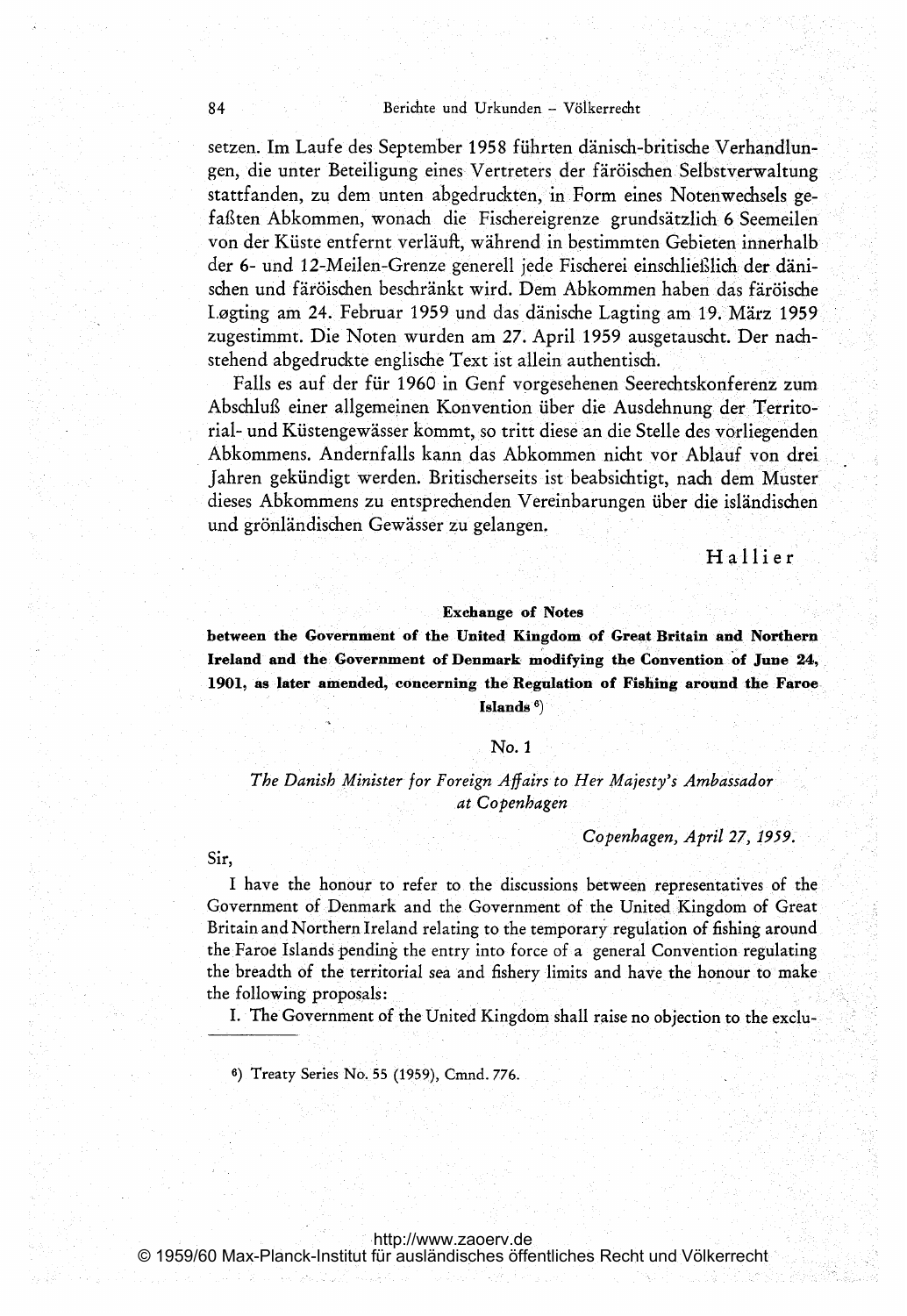setzen. Im Laufe des September 1958 führten dänisch-britische Verhandlungen, die unter Beteiligung eines Vertreters der färöischen Selbstverwaltung stattfanden, zu dem unten abgedruckten, in Form eines Notenwechsels gefaßten Abkommen, wonach die Fischereigrenze grundsätzlich 6 Seemeilen von der Küste entfernt verläuft, während in bestimmten Gebieten innerhalb der 6- und 12-Meilen-Grenze generell jede Fischerei einschließlich der dänischen und färöischen beschränkt wird. Dem Abkommen haben das färöische Løgting am 24. Februar 1959 und das dänische Lagting am 19. März 1959 zugestimmt. Die Noten wurden am 27. April 1959 ausgetauscht. Der nachstehend abgedruckte englische Text ist allein authentisch.

Falls es auf der für 1960 in Genf vorgesehenen Seerechtskonferenz zum Abschluß einer allgemeinen Konvention über die Ausdehnung der Territorial- und Küstengewässer kommt, so tritt diese an die Stelle des vorliegenden Abkommens. Andernfalls kann das Abkommen nicht vor Ablauf von drei Jahren gekündigt werden. Britischerseits ist beabsichtigt, nach dem Muster dieses Abkommens zu entsprechenden Vereinbarungen über die isländischen und grönländischen Gewässer zu gelangen.

Hallier

**Exchange of Notes**

**between the Government of the United Kingdom of Great Britain and Northern Ireland and the Government of Denmark modifying the Convention of June 24, 1901, as later amended, concerning the Regulation of Fishing around the Faroe Islands** [6])

No. 1

*The Danish Minister for Foreign Affairs to Her Majesty's Ambassador at Copenhagen*

*Copenhagen, April 27, 1959.*

Sir,

I have the honour to refer to the discussions between representatives of the Government of Denmark and the Government of the United Kingdom of Great Britain and Northern Ireland relating to the temporary regulation of fishing around the Faroe Islands pending the entry into force of a general Convention regulating the breadth of the territorial sea and fishery limits and have the honour to make the following proposals:

I. The Government of the United Kingdom shall raise no objection to the exclu-

---

[6]) Treaty Series No. 55 (1959), Cmnd. 776.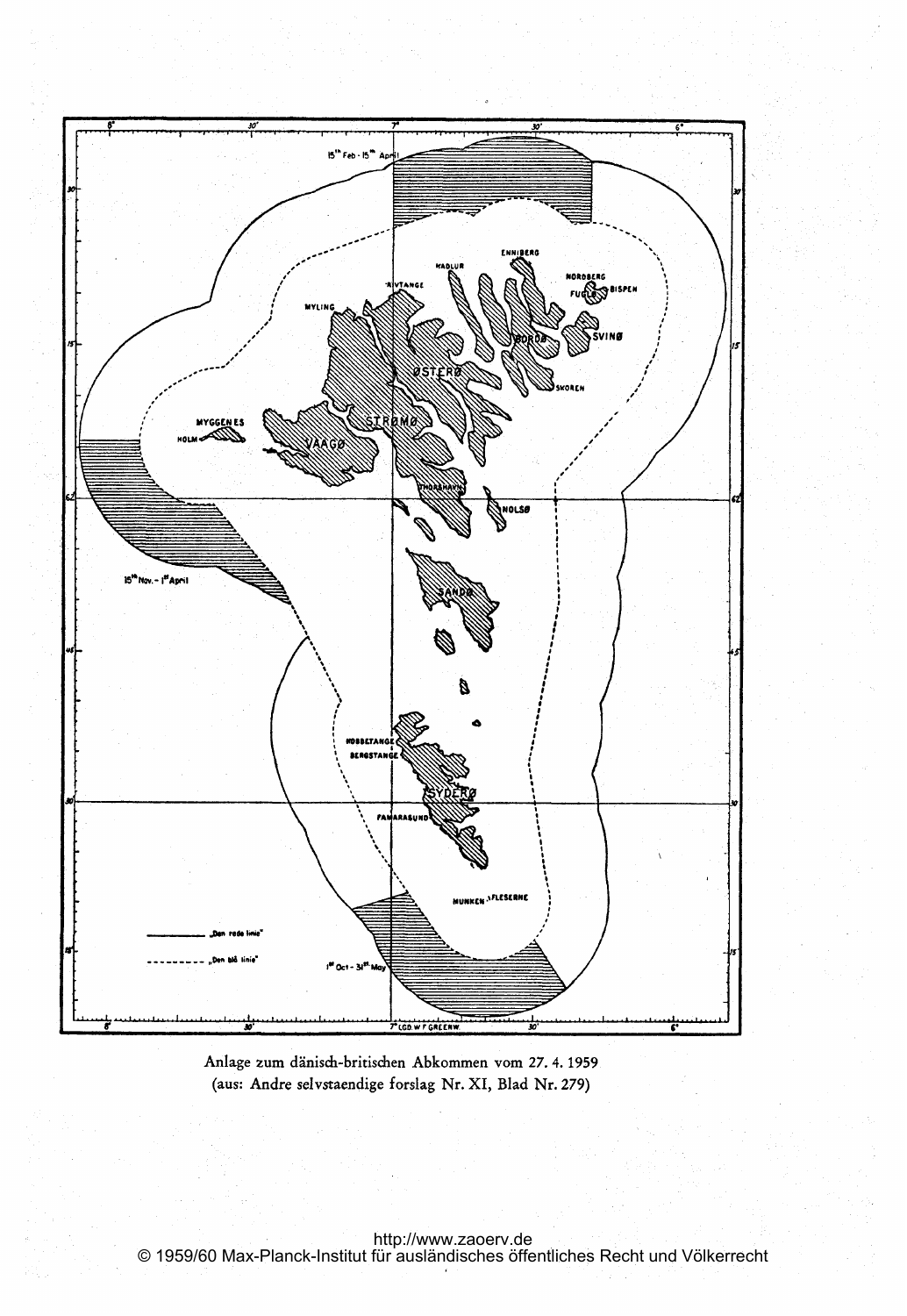Anlage zum dänisch-britischen Abkommen vom 27. 4. 1959
(aus: Andre selvstaendige forslag Nr. XI, Blad Nr. 279)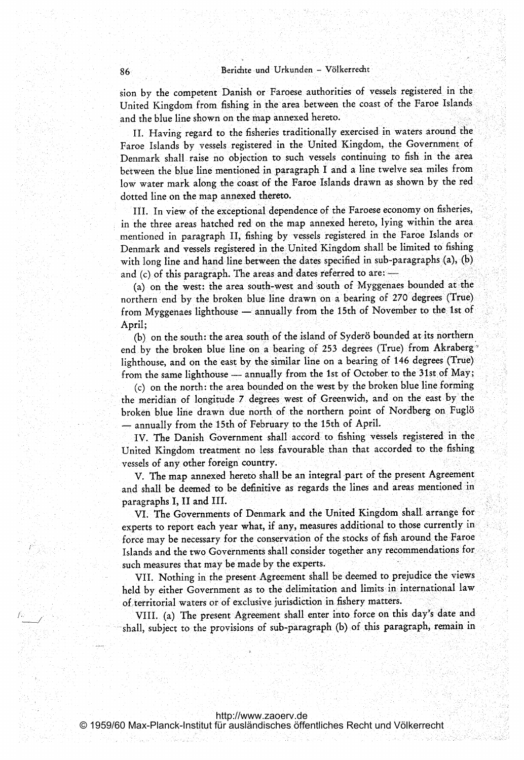sion by the competent Danish or Faroese authorities of vessels registered in the United Kingdom from fishing in the area between the coast of the Faroe Islands and the blue line shown on the map annexed hereto.

II. Having regard to the fisheries traditionally exercised in waters around the Faroe Islands by vessels registered in the United Kingdom, the Government of Denmark shall raise no objection to such vessels continuing to fish in the area between the blue line mentioned in paragraph I and a line twelve sea miles from low water mark along the coast of the Faroe Islands drawn as shown by the red dotted line on the map annexed thereto.

III. In view of the exceptional dependence of the Faroese economy on fisheries, in the three areas hatched red on the map annexed hereto, lying within the area mentioned in paragraph II, fishing by vessels registered in the Faroe Islands or Denmark and vessels registered in the United Kingdom shall be limited to fishing with long line and hand line between the dates specified in sub-paragraphs (a), (b) and (c) of this paragraph. The areas and dates referred to are: —

(a) on the west: the area south-west and south of Myggenaes bounded at the northern end by the broken blue line drawn on a bearing of 270 degrees (True) from Myggenaes lighthouse — annually from the 15th of November to the 1st of April;

(b) on the south: the area south of the island of Syderö bounded at its northern end by the broken blue line on a bearing of 253 degrees (True) from Akraberg lighthouse, and on the east by the similar line on a bearing of 146 degrees (True) from the same lighthouse — annually from the 1st of October to the 31st of May;

(c) on the north: the area bounded on the west by the broken blue line forming the meridian of longitude 7 degrees west of Greenwich, and on the east by the broken blue line drawn due north of the northern point of Nordberg on Fuglö — annually from the 15th of February to the 15th of April.

IV. The Danish Government shall accord to fishing vessels registered in the United Kingdom treatment no less favourable than that accorded to the fishing vessels of any other foreign country.

V. The map annexed hereto shall be an integral part of the present Agreement and shall be deemed to be definitive as regards the lines and areas mentioned in paragraphs I, II and III.

VI. The Governments of Denmark and the United Kingdom shall arrange for experts to report each year what, if any, measures additional to those currently in force may be necessary for the conservation of the stocks of fish around the Faroe Islands and the two Governments shall consider together any recommendations for such measures that may be made by the experts.

VII. Nothing in the present Agreement shall be deemed to prejudice the views held by either Government as to the delimitation and limits in international law of territorial waters or of exclusive jurisdiction in fishery matters.

VIII. (a) The present Agreement shall enter into force on this day's date and shall, subject to the provisions of sub-paragraph (b) of this paragraph, remain in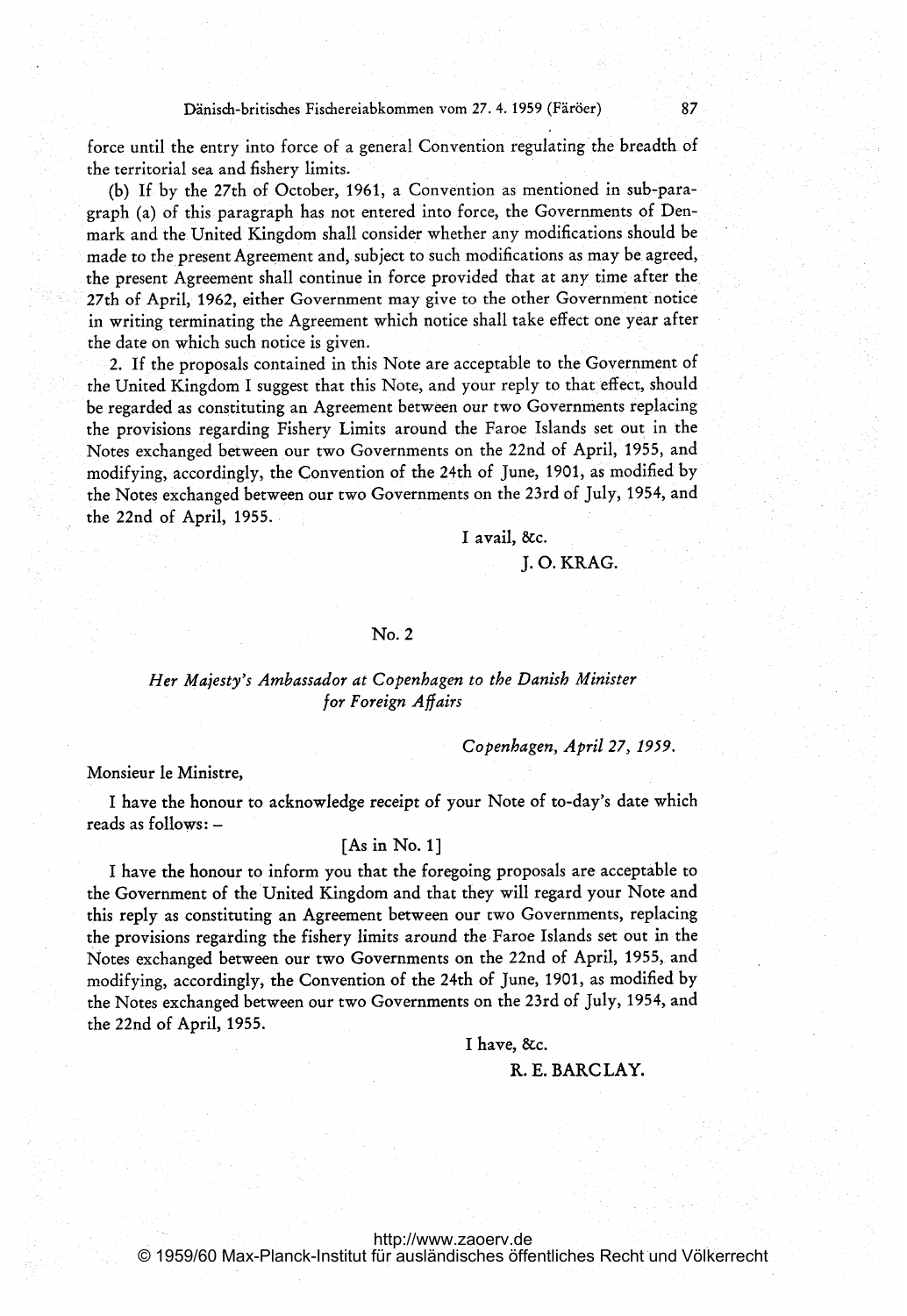force until the entry into force of a general Convention regulating the breadth of the territorial sea and fishery limits.

(b) If by the 27th of October, 1961, a Convention as mentioned in sub-paragraph (a) of this paragraph has not entered into force, the Governments of Denmark and the United Kingdom shall consider whether any modifications should be made to the present Agreement and, subject to such modifications as may be agreed, the present Agreement shall continue in force provided that at any time after the 27th of April, 1962, either Government may give to the other Government notice in writing terminating the Agreement which notice shall take effect one year after the date on which such notice is given.

2. If the proposals contained in this Note are acceptable to the Government of the United Kingdom I suggest that this Note, and your reply to that effect, should be regarded as constituting an Agreement between our two Governments replacing the provisions regarding Fishery Limits around the Faroe Islands set out in the Notes exchanged between our two Governments on the 22nd of April, 1955, and modifying, accordingly, the Convention of the 24th of June, 1901, as modified by the Notes exchanged between our two Governments on the 23rd of July, 1954, and the 22nd of April, 1955.

I avail, &c.

J. O. KRAG.

No. 2

*Her Majesty's Ambassador at Copenhagen to the Danish Minister for Foreign Affairs*

*Copenhagen, April 27, 1959.*

Monsieur le Ministre,

I have the honour to acknowledge receipt of your Note of to-day's date which reads as follows: –

[As in No. 1]

I have the honour to inform you that the foregoing proposals are acceptable to the Government of the United Kingdom and that they will regard your Note and this reply as constituting an Agreement between our two Governments, replacing the provisions regarding the fishery limits around the Faroe Islands set out in the Notes exchanged between our two Governments on the 22nd of April, 1955, and modifying, accordingly, the Convention of the 24th of June, 1901, as modified by the Notes exchanged between our two Governments on the 23rd of July, 1954, and the 22nd of April, 1955.

I have, &c.

R. E. BARCLAY.